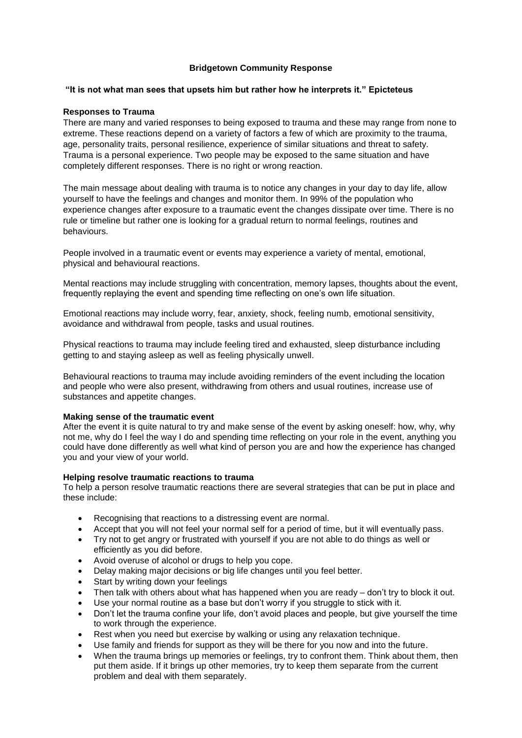# Bridgetown Community Response

**"It is not what man sees that upsets him but rather how he interprets it." Epicteteus**

### Responses to Trauma

There are many and varied responses to being exposed to trauma and these may range from none to extreme. These reactions depend on a variety of factors a few of which are proximity to the trauma, age, personality traits, personal resilience, experience of similar situations and threat to safety. Trauma is a personal experience. Two people may be exposed to the same situation and have completely different responses. There is no right or wrong reaction.

The main message about dealing with trauma is to notice any changes in your day to day life, allow yourself to have the feelings and changes and monitor them. In 99% of the population who experience changes after exposure to a traumatic event the changes dissipate over time. There is no rule or timeline but rather one is looking for a gradual return to normal feelings, routines and behaviours.

People involved in a traumatic event or events may experience a variety of mental, emotional, physical and behavioural reactions.

Mental reactions may include struggling with concentration, memory lapses, thoughts about the event, frequently replaying the event and spending time reflecting on one's own life situation.

Emotional reactions may include worry, fear, anxiety, shock, feeling numb, emotional sensitivity, avoidance and withdrawal from people, tasks and usual routines.

Physical reactions to trauma may include feeling tired and exhausted, sleep disturbance including getting to and staying asleep as well as feeling physically unwell.

Behavioural reactions to trauma may include avoiding reminders of the event including the location and people who were also present, withdrawing from others and usual routines, increase use of substances and appetite changes.

### Making sense of the traumatic event

After the event it is quite natural to try and make sense of the event by asking oneself: how, why, why not me, why do I feel the way I do and spending time reflecting on your role in the event, anything you could have done differently as well what kind of person you are and how the experience has changed you and your view of your world.

### Helping resolve traumatic reactions to trauma

To help a person resolve traumatic reactions there are several strategies that can be put in place and these include:

- Recognising that reactions to a distressing event are normal.
- Accept that you will not feel your normal self for a period of time, but it will eventually pass.
- Try not to get angry or frustrated with yourself if you are not able to do things as well or efficiently as you did before.
- Avoid overuse of alcohol or drugs to help you cope.
- Delay making major decisions or big life changes until you feel better.
- Start by writing down your feelings
- Then talk with others about what has happened when you are ready – don't try to block it out.
- Use your normal routine as a base but don't worry if you struggle to stick with it.
- Don't let the trauma confine your life, don't avoid places and people, but give yourself the time to work through the experience.
- Rest when you need but exercise by walking or using any relaxation technique.
- Use family and friends for support as they will be there for you now and into the future.
- When the trauma brings up memories or feelings, try to confront them. Think about them, then put them aside. If it brings up other memories, try to keep them separate from the current problem and deal with them separately.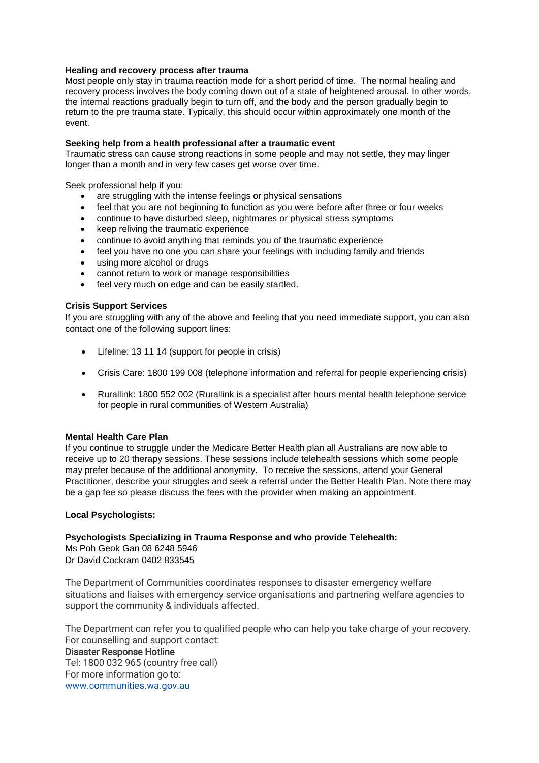**Healing and recovery process after trauma**

Most people only stay in trauma reaction mode for a short period of time. The normal healing and recovery process involves the body coming down out of a state of heightened arousal. In other words, the internal reactions gradually begin to turn off, and the body and the person gradually begin to return to the pre trauma state. Typically, this should occur within approximately one month of the event.

**Seeking help from a health professional after a traumatic event**

Traumatic stress can cause strong reactions in some people and may not settle, they may linger longer than a month and in very few cases get worse over time.

Seek professional help if you:

- are struggling with the intense feelings or physical sensations
- feel that you are not beginning to function as you were before after three or four weeks
- continue to have disturbed sleep, nightmares or physical stress symptoms
- keep reliving the traumatic experience
- continue to avoid anything that reminds you of the traumatic experience
- feel you have no one you can share your feelings with including family and friends
- using more alcohol or drugs
- cannot return to work or manage responsibilities
- feel very much on edge and can be easily startled.

**Crisis Support Services**

If you are struggling with any of the above and feeling that you need immediate support, you can also contact one of the following support lines:

- Lifeline: 13 11 14 (support for people in crisis)
- Crisis Care: 1800 199 008 (telephone information and referral for people experiencing crisis)
- Rurallink: 1800 552 002 (Rurallink is a specialist after hours mental health telephone service for people in rural communities of Western Australia)

**Mental Health Care Plan**

If you continue to struggle under the Medicare Better Health plan all Australians are now able to receive up to 20 therapy sessions. These sessions include telehealth sessions which some people may prefer because of the additional anonymity. To receive the sessions, attend your General Practitioner, describe your struggles and seek a referral under the Better Health Plan. Note there may be a gap fee so please discuss the fees with the provider when making an appointment.

**Local Psychologists:**

**Psychologists Specializing in Trauma Response and who provide Telehealth:**

Ms Poh Geok Gan 08 6248 5946
Dr David Cockram 0402 833545

The Department of Communities coordinates responses to disaster emergency welfare situations and liaises with emergency service organisations and partnering welfare agencies to support the community & individuals affected.

The Department can refer you to qualified people who can help you take charge of your recovery. For counselling and support contact:

Disaster Response Hotline
Tel: 1800 032 965 (country free call)
For more information go to:
www.communities.wa.gov.au